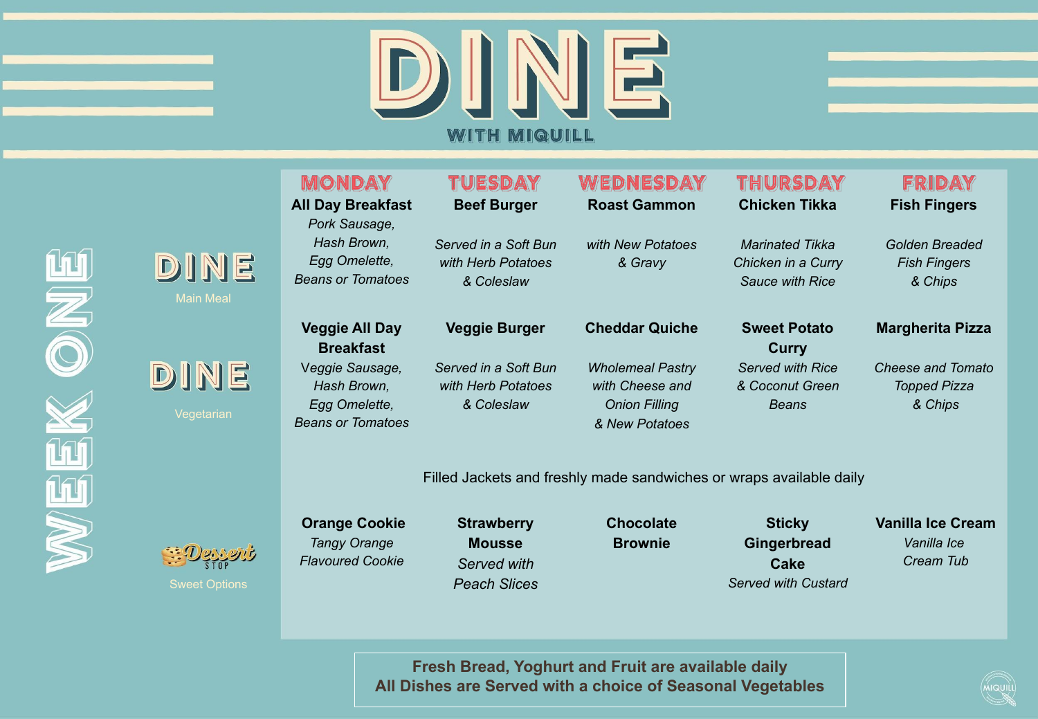# DINE

WITH MIQUILL

## WEEK ONE

| | MONDAY | TUESDAY | WEDNESDAY | THURSDAY | FRIDAY |
|---|---|---|---|---|---|
| **DINE** Main Meal | **All Day Breakfast** *Pork Sausage, Hash Brown, Egg Omelette, Beans or Tomatoes* | **Beef Burger** *Served in a Soft Bun with Herb Potatoes & Coleslaw* | **Roast Gammon** *with New Potatoes & Gravy* | **Chicken Tikka** *Marinated Tikka Chicken in a Curry Sauce with Rice* | **Fish Fingers** *Golden Breaded Fish Fingers & Chips* |
| **DINE** Vegetarian | **Veggie All Day Breakfast** Veggie Sausage, Hash Brown, Egg Omelette, Beans or Tomatoes | **Veggie Burger** *Served in a Soft Bun with Herb Potatoes & Coleslaw* | **Cheddar Quiche** *Wholemeal Pastry with Cheese and Onion Filling & New Potatoes* | **Sweet Potato Curry** *Served with Rice & Coconut Green Beans* | **Margherita Pizza** *Cheese and Tomato Topped Pizza & Chips* |
| | Filled Jackets and freshly made sandwiches or wraps available daily | | | | |
| **Dessert Stop** Sweet Options | **Orange Cookie** *Tangy Orange Flavoured Cookie* | **Strawberry Mousse** *Served with Peach Slices* | **Chocolate Brownie** | **Sticky Gingerbread Cake** *Served with Custard* | **Vanilla Ice Cream** *Vanilla Ice Cream Tub* |

**Fresh Bread, Yoghurt and Fruit are available daily**
**All Dishes are Served with a choice of Seasonal Vegetables**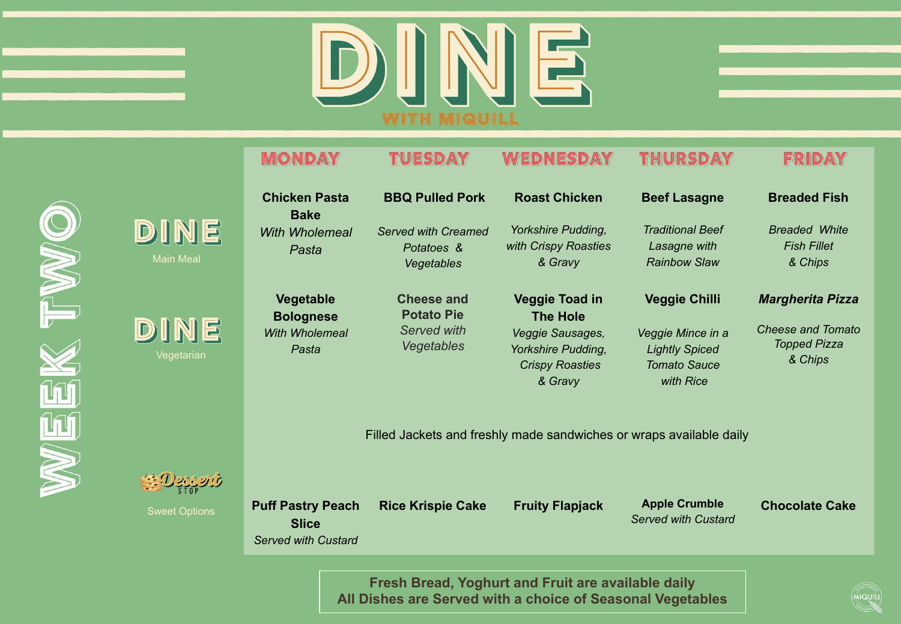# DINE

WITH MIQUILL

## WEEK TWO

| | MONDAY | TUESDAY | WEDNESDAY | THURSDAY | FRIDAY |
|---|---|---|---|---|---|
| **DINE** Main Meal | **Chicken Pasta Bake** *With Wholemeal Pasta* | **BBQ Pulled Pork** *Served with Creamed Potatoes & Vegetables* | **Roast Chicken** *Yorkshire Pudding, with Crispy Roasties & Gravy* | **Beef Lasagne** *Traditional Beef Lasagne with Rainbow Slaw* | **Breaded Fish** *Breaded White Fish Fillet & Chips* |
| **DINE** Vegetarian | **Vegetable Bolognese** *With Wholemeal Pasta* | **Cheese and Potato Pie** *Served with Vegetables* | **Veggie Toad in The Hole** *Veggie Sausages, Yorkshire Pudding, Crispy Roasties & Gravy* | **Veggie Chilli** *Veggie Mince in a Lightly Spiced Tomato Sauce with Rice* | ***Margherita Pizza*** *Cheese and Tomato Topped Pizza & Chips* |
| | Filled Jackets and freshly made sandwiches or wraps available daily | | | | |
| **Dessert Stop** Sweet Options | **Puff Pastry Peach Slice** *Served with Custard* | **Rice Krispie Cake** | **Fruity Flapjack** | **Apple Crumble** *Served with Custard* | **Chocolate Cake** |

**Fresh Bread, Yoghurt and Fruit are available daily**
**All Dishes are Served with a choice of Seasonal Vegetables**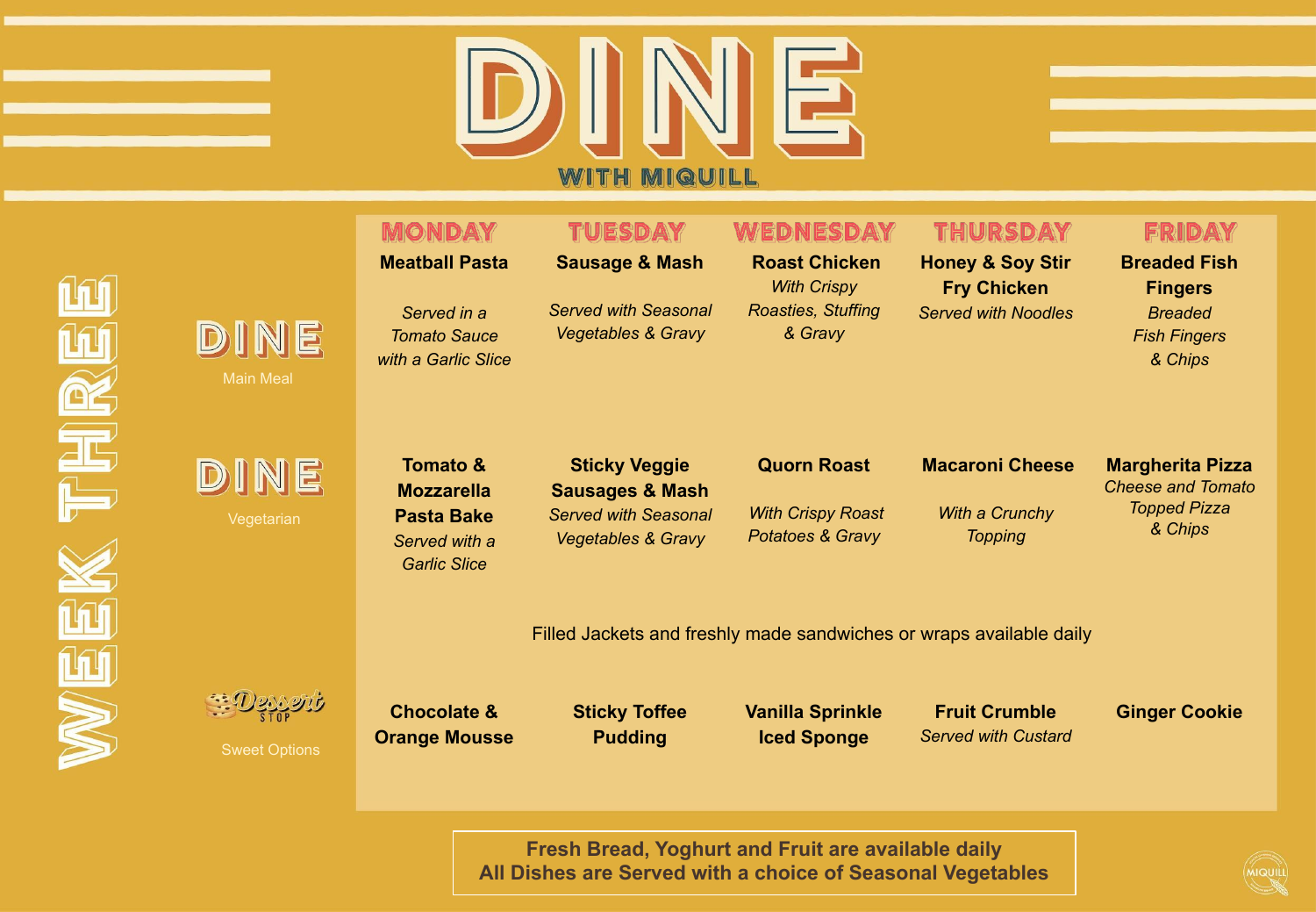# DINE

WITH MIQUILL

## WEEK THREE

| | MONDAY | TUESDAY | WEDNESDAY | THURSDAY | FRIDAY |
|---|---|---|---|---|---|
| **DINE** Main Meal | **Meatball Pasta** *Served in a Tomato Sauce with a Garlic Slice* | **Sausage & Mash** *Served with Seasonal Vegetables & Gravy* | **Roast Chicken** *With Crispy Roasties, Stuffing & Gravy* | **Honey & Soy Stir Fry Chicken** *Served with Noodles* | **Breaded Fish Fingers** *Breaded Fish Fingers & Chips* |
| **DINE** Vegetarian | **Tomato & Mozzarella Pasta Bake** *Served with a Garlic Slice* | **Sticky Veggie Sausages & Mash** *Served with Seasonal Vegetables & Gravy* | **Quorn Roast** *With Crispy Roast Potatoes & Gravy* | **Macaroni Cheese** *With a Crunchy Topping* | **Margherita Pizza** *Cheese and Tomato Topped Pizza & Chips* |
| | Filled Jackets and freshly made sandwiches or wraps available daily | | | | |
| **Dessert Stop** Sweet Options | **Chocolate & Orange Mousse** | **Sticky Toffee Pudding** | **Vanilla Sprinkle Iced Sponge** | **Fruit Crumble** *Served with Custard* | **Ginger Cookie** |

**Fresh Bread, Yoghurt and Fruit are available daily**
**All Dishes are Served with a choice of Seasonal Vegetables**

MIQUILL